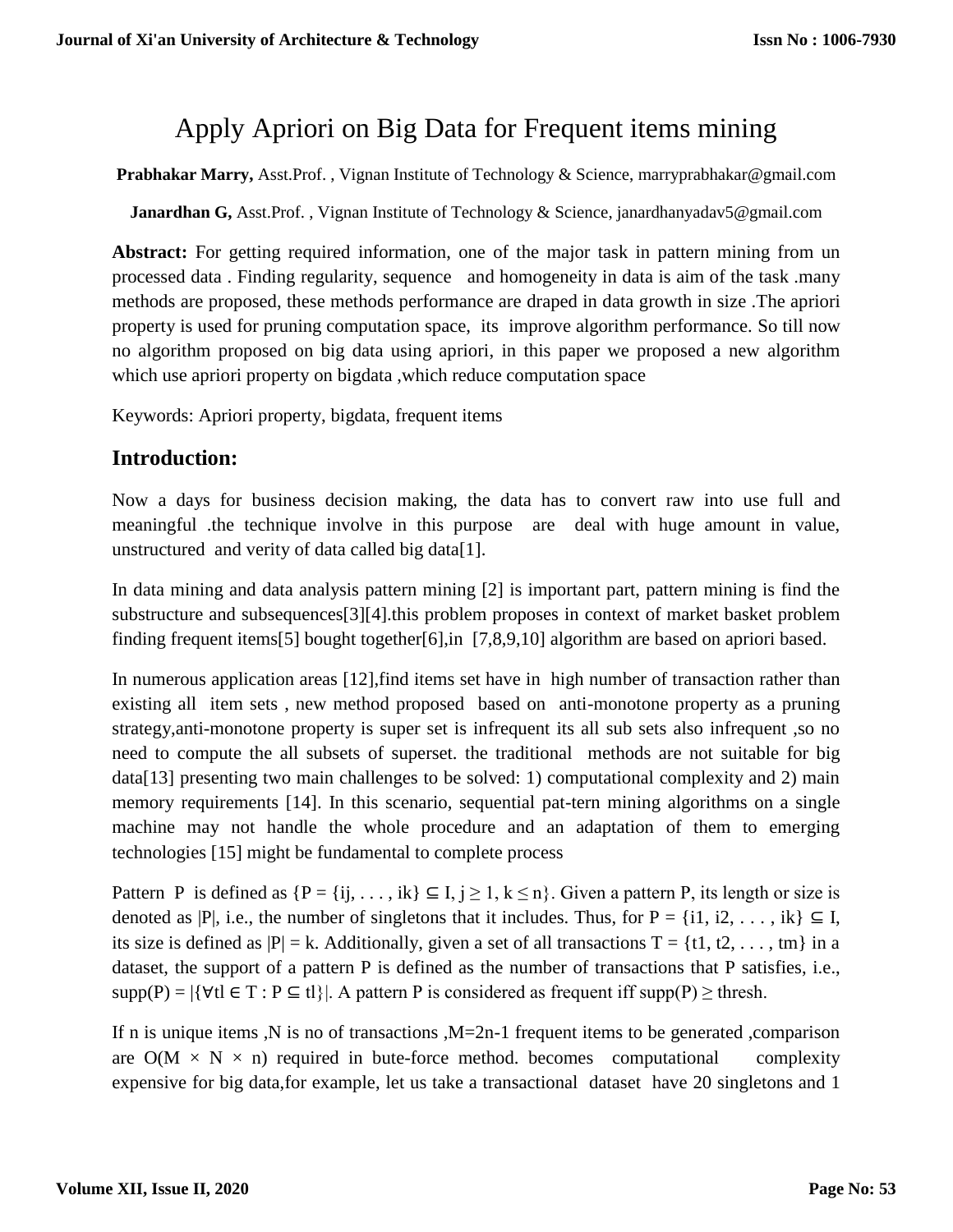# Apply Apriori on Big Data for Frequent items mining

**Prabhakar Marry,** Asst.Prof. , Vignan Institute of Technology & Science, marryprabhakar@gmail.com

**Janardhan G,** Asst.Prof. , Vignan Institute of Technology & Science, janardhanyadav5@gmail.com

**Abstract:** For getting required information, one of the major task in pattern mining from un processed data . Finding regularity, sequence and homogeneity in data is aim of the task .many methods are proposed, these methods performance are draped in data growth in size .The apriori property is used for pruning computation space, its improve algorithm performance. So till now no algorithm proposed on big data using apriori, in this paper we proposed a new algorithm which use apriori property on bigdata ,which reduce computation space

Keywords: Apriori property, bigdata, frequent items

## Introduction:

Now a days for business decision making, the data has to convert raw into use full and meaningful .the technique involve in this purpose are deal with huge amount in value, unstructured and verity of data called big data[1].

In data mining and data analysis pattern mining [2] is important part, pattern mining is find the substructure and subsequences[3][4].this problem proposes in context of market basket problem finding frequent items[5] bought together[6],in [7,8,9,10] algorithm are based on apriori based.

In numerous application areas [12],find items set have in high number of transaction rather than existing all item sets , new method proposed based on anti-monotone property as a pruning strategy,anti-monotone property is super set is infrequent its all sub sets also infrequent ,so no need to compute the all subsets of superset. the traditional methods are not suitable for big data[13] presenting two main challenges to be solved: 1) computational complexity and 2) main memory requirements [14]. In this scenario, sequential pat-tern mining algorithms on a single machine may not handle the whole procedure and an adaptation of them to emerging technologies [15] might be fundamental to complete process

Pattern P is defined as $\{P = \{i_j, \ldots, i_k\} \subseteq I, j \geq 1, k \leq n\}$. Given a pattern P, its length or size is denoted as $|P|$, i.e., the number of singletons that it includes. Thus, for $P = \{i_1, i_2, \ldots, i_k\} \subseteq I$, its size is defined as $|P| = k$. Additionally, given a set of all transactions $T = \{t_1, t_2, \ldots, t_m\}$ in a dataset, the support of a pattern P is defined as the number of transactions that P satisfies, i.e., $supp(P) = |\{\forall t_l \in T : P \subseteq t_l\}|$. A pattern P is considered as frequent iff $supp(P) \geq thresh$.

If n is unique items ,N is no of transactions ,$M=2^n-1$ frequent items to be generated ,comparison are $O(M \times N \times n)$ required in bute-force method. becomes computational complexity expensive for big data,for example, let us take a transactional dataset have 20 singletons and 1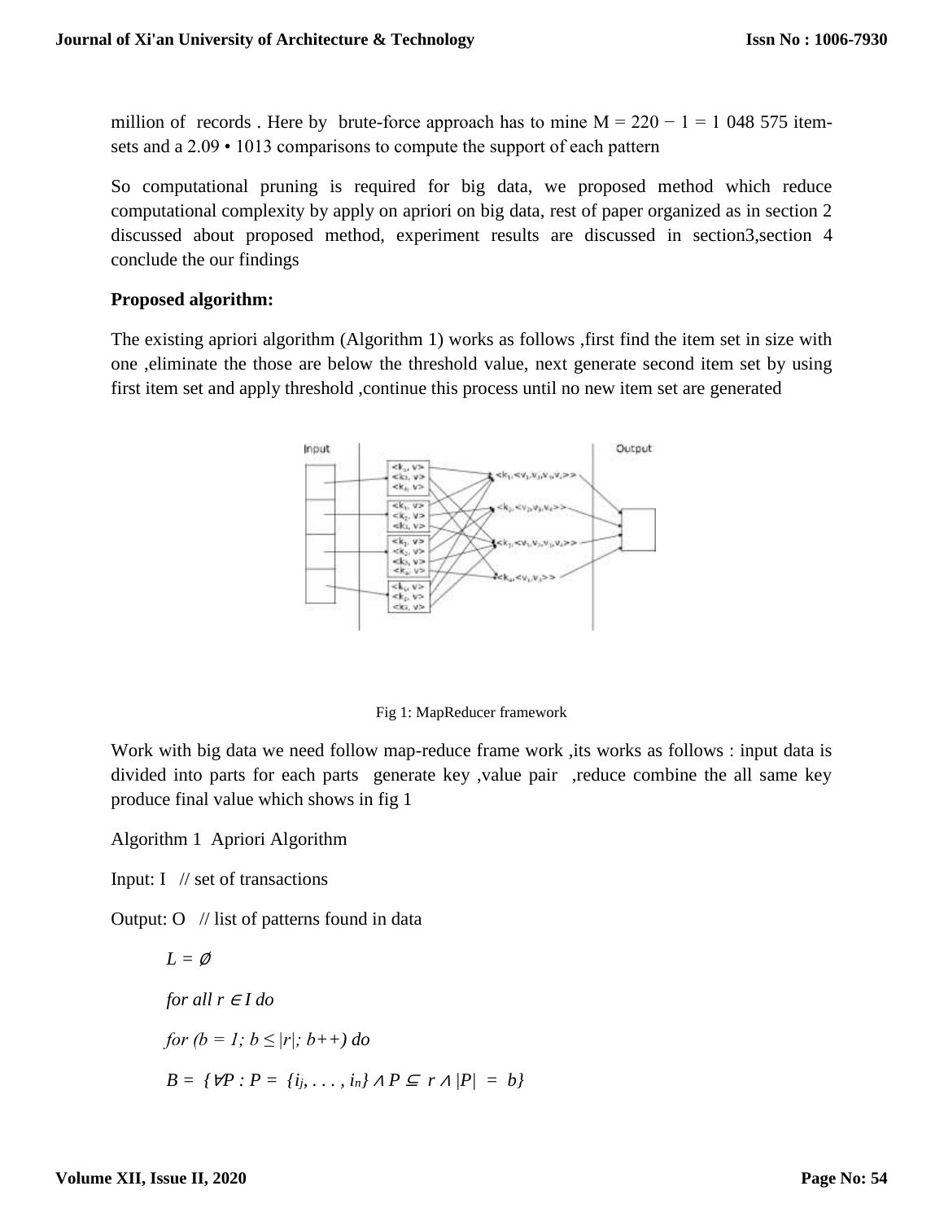million of records . Here by brute-force approach has to mine M = 220 − 1 = 1 048 575 item-sets and a 2.09 • 1013 comparisons to compute the support of each pattern

So computational pruning is required for big data, we proposed method which reduce computational complexity by apply on apriori on big data, rest of paper organized as in section 2 discussed about proposed method, experiment results are discussed in section3,section 4 conclude the our findings

**Proposed algorithm:**

The existing apriori algorithm (Algorithm 1) works as follows ,first find the item set in size with one ,eliminate the those are below the threshold value, next generate second item set by using first item set and apply threshold ,continue this process until no new item set are generated

Fig 1: MapReducer framework

Work with big data we need follow map-reduce frame work ,its works as follows : input data is divided into parts for each parts generate key ,value pair ,reduce combine the all same key produce final value which shows in fig 1

Algorithm 1 Apriori Algorithm

Input: I // set of transactions

Output: O // list of patterns found in data

$L = \emptyset$

*for all* $r \in I$ *do*

*for* $(b = 1; b \leq |r|; b{+}{+})$ *do*

$B = \{\forall P : P = \{i_j, \ldots, i_n\} \wedge P \subseteq r \wedge |P| = b\}$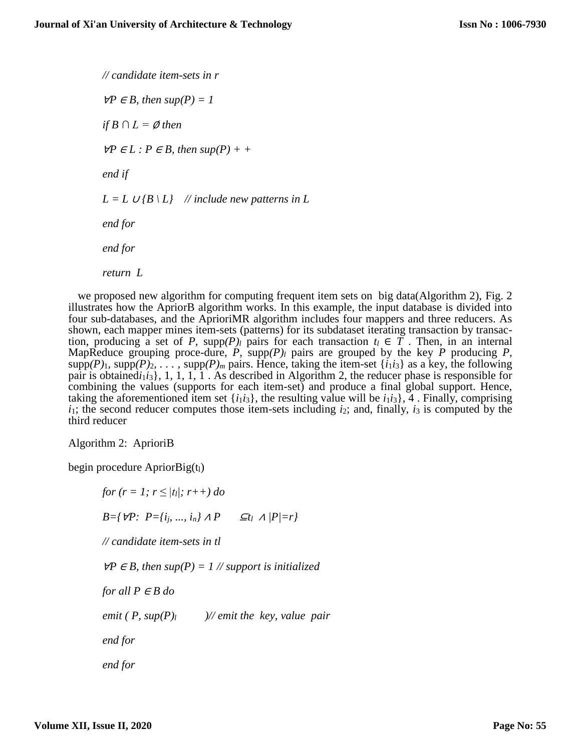*// candidate item-sets in r*

*∀P ∈ B, then sup(P) = 1*

*if B ∩ L = ∅ then*

*∀P ∈ L : P ∈ B, then sup(P) + +*

*end if*

*L = L ∪ {B \ L}   // include new patterns in L*

*end for*

*end for*

*return  L*

we proposed new algorithm for computing frequent item sets on big data(Algorithm 2), Fig. 2 illustrates how the ApriorB algorithm works. In this example, the input database is divided into four sub-databases, and the AprioriMR algorithm includes four mappers and three reducers. As shown, each mapper mines item-sets (patterns) for its subdataset iterating transaction by transac-tion, producing a set of *P*, supp$(P)_l$ pairs for each transaction $t_l \in T$ . Then, in an internal MapReduce grouping proce-dure, *P*, supp$(P)_l$ pairs are grouped by the key *P* producing *P*, supp$(P)_1$, supp$(P)_2$, . . . , supp$(P)_m$ pairs. Hence, taking the item-set $\{i_1 i_3\}$ as a key, the following pair is obtained$i_1 i_3\}$, 1, 1, 1, 1 . As described in Algorithm 2, the reducer phase is responsible for combining the values (supports for each item-set) and produce a final global support. Hence, taking the aforementioned item set $\{i_1 i_3\}$, the resulting value will be $i_1 i_3\}$, 4 . Finally, comprising $i_1$; the second reducer computes those item-sets including $i_2$; and, finally, $i_3$ is computed by the third reducer

Algorithm 2:  AprioriB

begin procedure AprioBig($t_l$)

*for (r = 1; r ≤ |$t_l$|; r++) do*

*B={∀P:  P={$i_j$, ..., $i_n$} ∧ P   ⊆$t_l$ ∧ |P|=r}*

*// candidate item-sets in tl*

*∀P ∈ B, then sup(P) = 1 // support is initialized*

*for all P ∈ B do*

*emit ( P, sup$(P)_l$   )// emit the  key, value  pair*

*end for*

*end for*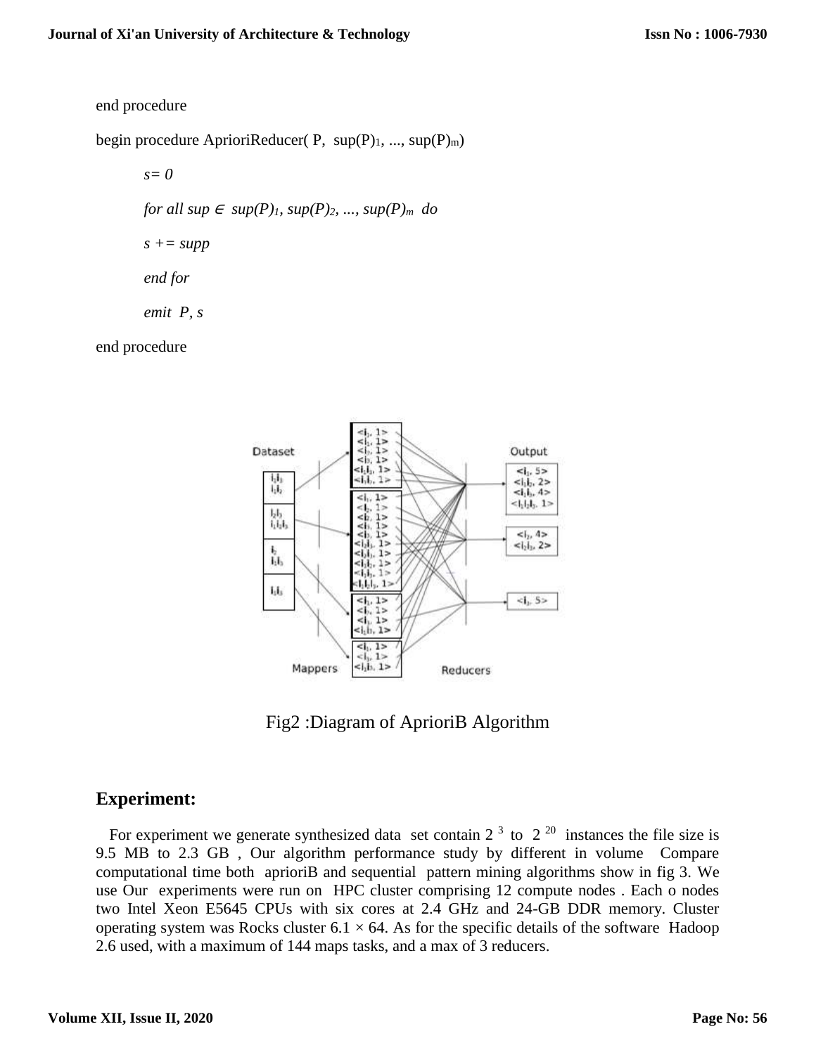end procedure

begin procedure AprioriReducer( P, $sup(P)_1$, ..., $sup(P)_m$)

*s= 0*

*for all sup* $\in$ *$sup(P)_1$, $sup(P)_2$, ..., $sup(P)_m$ do*

*s += supp*

*end for*

*emit P, s*

end procedure

Fig2 :Diagram of AprioriB Algorithm

## Experiment:

For experiment we generate synthesized data set contain $2^{3}$ to $2^{20}$ instances the file size is 9.5 MB to 2.3 GB , Our algorithm performance study by different in volume Compare computational time both aprioriB and sequential pattern mining algorithms show in fig 3. We use Our experiments were run on HPC cluster comprising 12 compute nodes . Each o nodes two Intel Xeon E5645 CPUs with six cores at 2.4 GHz and 24-GB DDR memory. Cluster operating system was Rocks cluster 6.1 × 64. As for the specific details of the software Hadoop 2.6 used, with a maximum of 144 maps tasks, and a max of 3 reducers.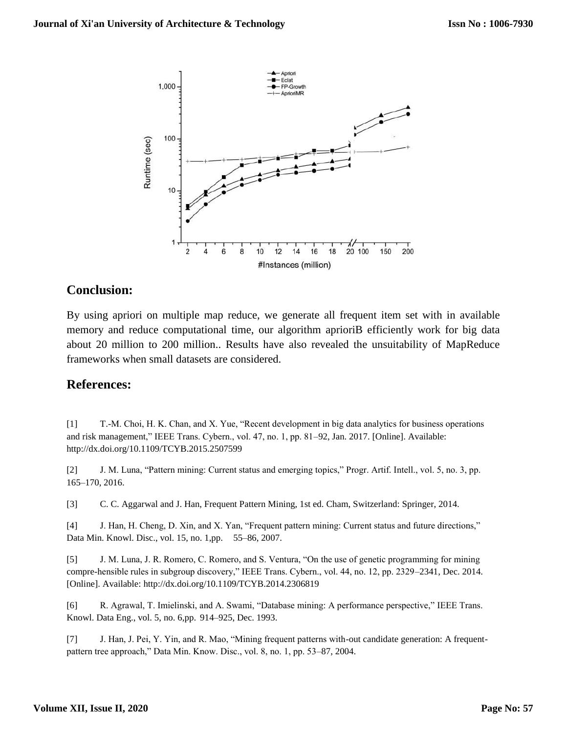## Conclusion:

By using apriori on multiple map reduce, we generate all frequent item set with in available memory and reduce computational time, our algorithm aprioriB efficiently work for big data about 20 million to 200 million.. Results have also revealed the unsuitability of MapReduce frameworks when small datasets are considered.

## References:

[1] T.-M. Choi, H. K. Chan, and X. Yue, "Recent development in big data analytics for business operations and risk management," IEEE Trans. Cybern., vol. 47, no. 1, pp. 81–92, Jan. 2017. [Online]. Available: http://dx.doi.org/10.1109/TCYB.2015.2507599

[2] J. M. Luna, "Pattern mining: Current status and emerging topics," Progr. Artif. Intell., vol. 5, no. 3, pp. 165–170, 2016.

[3] C. C. Aggarwal and J. Han, Frequent Pattern Mining, 1st ed. Cham, Switzerland: Springer, 2014.

[4] J. Han, H. Cheng, D. Xin, and X. Yan, "Frequent pattern mining: Current status and future directions," Data Min. Knowl. Disc., vol. 15, no. 1,pp. 55–86, 2007.

[5] J. M. Luna, J. R. Romero, C. Romero, and S. Ventura, "On the use of genetic programming for mining compre-hensible rules in subgroup discovery," IEEE Trans. Cybern., vol. 44, no. 12, pp. 2329–2341, Dec. 2014. [Online]. Available: http://dx.doi.org/10.1109/TCYB.2014.2306819

[6] R. Agrawal, T. Imielinski, and A. Swami, "Database mining: A performance perspective," IEEE Trans. Knowl. Data Eng., vol. 5, no. 6,pp. 914–925, Dec. 1993.

[7] J. Han, J. Pei, Y. Yin, and R. Mao, "Mining frequent patterns with-out candidate generation: A frequent-pattern tree approach," Data Min. Know. Disc., vol. 8, no. 1, pp. 53–87, 2004.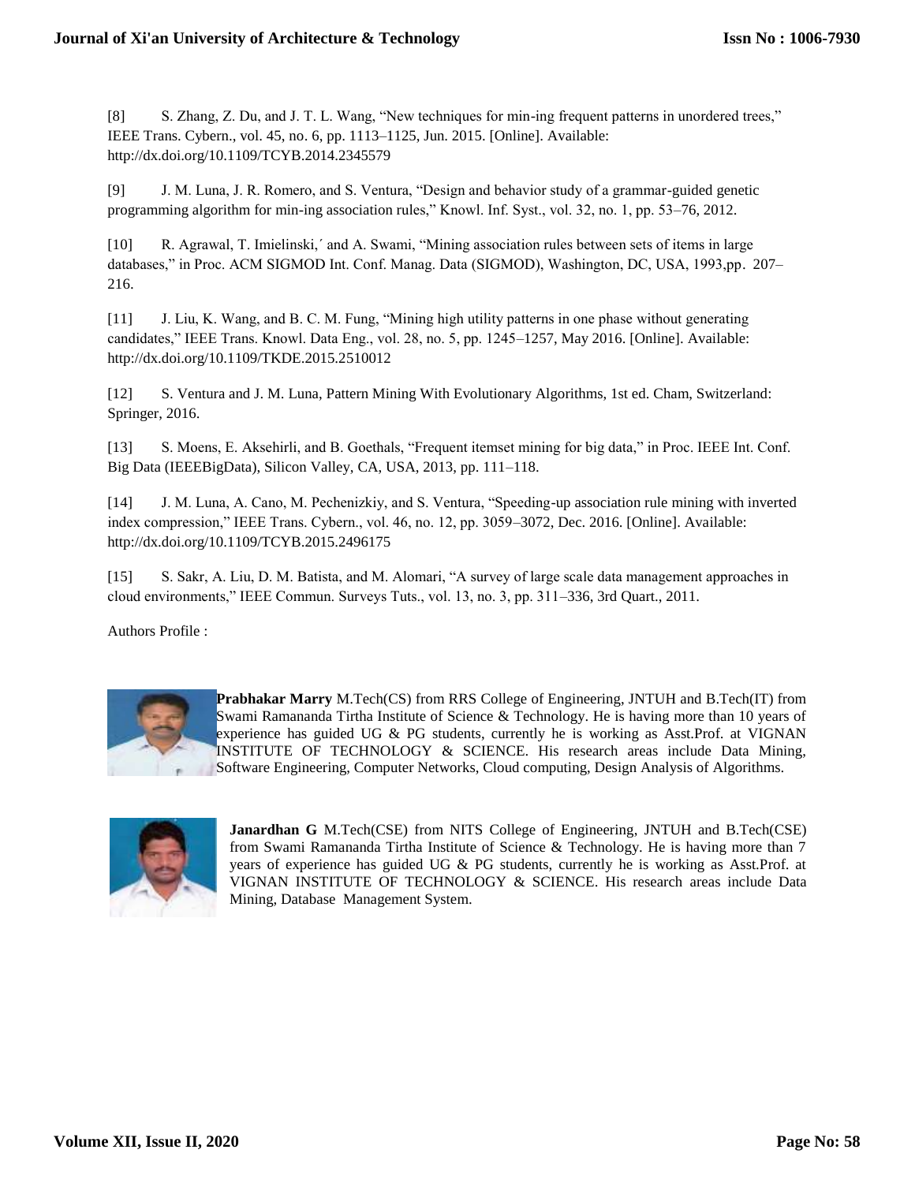[8] S. Zhang, Z. Du, and J. T. L. Wang, "New techniques for min-ing frequent patterns in unordered trees," IEEE Trans. Cybern., vol. 45, no. 6, pp. 1113–1125, Jun. 2015. [Online]. Available: http://dx.doi.org/10.1109/TCYB.2014.2345579

[9] J. M. Luna, J. R. Romero, and S. Ventura, "Design and behavior study of a grammar-guided genetic programming algorithm for min-ing association rules," Knowl. Inf. Syst., vol. 32, no. 1, pp. 53–76, 2012.

[10] R. Agrawal, T. Imielinski,´ and A. Swami, "Mining association rules between sets of items in large databases," in Proc. ACM SIGMOD Int. Conf. Manag. Data (SIGMOD), Washington, DC, USA, 1993,pp. 207–216.

[11] J. Liu, K. Wang, and B. C. M. Fung, "Mining high utility patterns in one phase without generating candidates," IEEE Trans. Knowl. Data Eng., vol. 28, no. 5, pp. 1245–1257, May 2016. [Online]. Available: http://dx.doi.org/10.1109/TKDE.2015.2510012

[12] S. Ventura and J. M. Luna, Pattern Mining With Evolutionary Algorithms, 1st ed. Cham, Switzerland: Springer, 2016.

[13] S. Moens, E. Aksehirli, and B. Goethals, "Frequent itemset mining for big data," in Proc. IEEE Int. Conf. Big Data (IEEEBigData), Silicon Valley, CA, USA, 2013, pp. 111–118.

[14] J. M. Luna, A. Cano, M. Pechenizkiy, and S. Ventura, "Speeding-up association rule mining with inverted index compression," IEEE Trans. Cybern., vol. 46, no. 12, pp. 3059–3072, Dec. 2016. [Online]. Available: http://dx.doi.org/10.1109/TCYB.2015.2496175

[15] S. Sakr, A. Liu, D. M. Batista, and M. Alomari, "A survey of large scale data management approaches in cloud environments," IEEE Commun. Surveys Tuts., vol. 13, no. 3, pp. 311–336, 3rd Quart., 2011.

Authors Profile :

**Prabhakar Marry** M.Tech(CS) from RRS College of Engineering, JNTUH and B.Tech(IT) from Swami Ramananda Tirtha Institute of Science & Technology. He is having more than 10 years of experience has guided UG & PG students, currently he is working as Asst.Prof. at VIGNAN INSTITUTE OF TECHNOLOGY & SCIENCE. His research areas include Data Mining, Software Engineering, Computer Networks, Cloud computing, Design Analysis of Algorithms.

**Janardhan G** M.Tech(CSE) from NITS College of Engineering, JNTUH and B.Tech(CSE) from Swami Ramananda Tirtha Institute of Science & Technology. He is having more than 7 years of experience has guided UG & PG students, currently he is working as Asst.Prof. at VIGNAN INSTITUTE OF TECHNOLOGY & SCIENCE. His research areas include Data Mining, Database Management System.